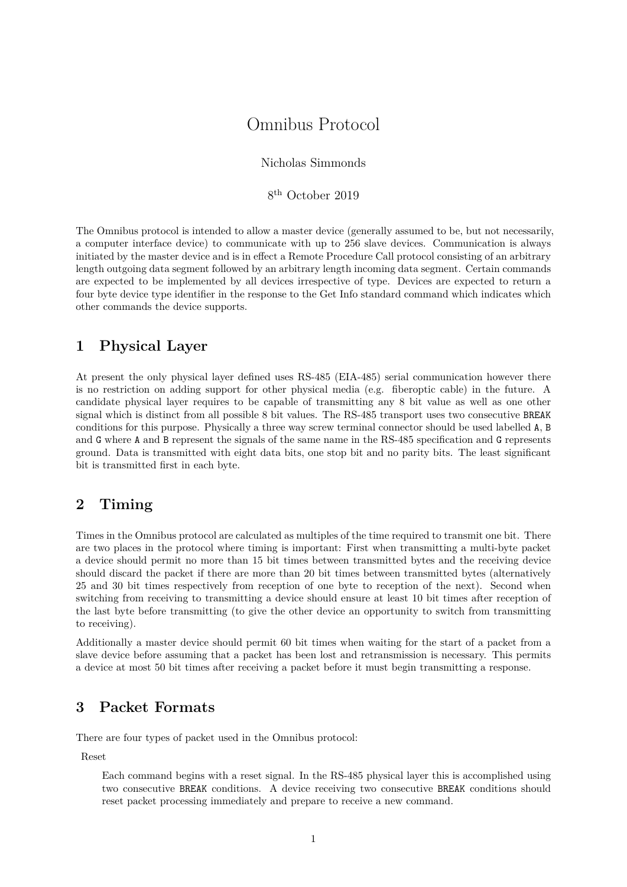// Omnibus Protocol

Nicholas Simmonds

8th October 2019

The Omnibus protocol is intended to allow a master device (generally assumed to be, but not necessarily, a computer interface device) to communicate with up to 256 slave devices. Communication is always initiated by the master device and is in effect a Remote Procedure Call protocol consisting of an arbitrary length outgoing data segment followed by an arbitrary length incoming data segment. Certain commands are expected to be implemented by all devices irrespective of type. Devices are expected to return a four byte device type identifier in the response to the Get Info standard command which indicates which other commands the device supports.

## 1 Physical Layer

At present the only physical layer defined uses RS-485 (EIA-485) serial communication however there is no restriction on adding support for other physical media (e.g. fiberoptic cable) in the future. A candidate physical layer requires to be capable of transmitting any 8 bit value as well as one other signal which is distinct from all possible 8 bit values. The RS-485 transport uses two consecutive `BREAK` conditions for this purpose. Physically a three way screw terminal connector should be used labelled `A`, `B` and `G` where `A` and `B` represent the signals of the same name in the RS-485 specification and `G` represents ground. Data is transmitted with eight data bits, one stop bit and no parity bits. The least significant bit is transmitted first in each byte.

## 2 Timing

Times in the Omnibus protocol are calculated as multiples of the time required to transmit one bit. There are two places in the protocol where timing is important: First when transmitting a multi-byte packet a device should permit no more than 15 bit times between transmitted bytes and the receiving device should discard the packet if there are more than 20 bit times between transmitted bytes (alternatively 25 and 30 bit times respectively from reception of one byte to reception of the next). Second when switching from receiving to transmitting a device should ensure at least 10 bit times after reception of the last byte before transmitting (to give the other device an opportunity to switch from transmitting to receiving).

Additionally a master device should permit 60 bit times when waiting for the start of a packet from a slave device before assuming that a packet has been lost and retransmission is necessary. This permits a device at most 50 bit times after receiving a packet before it must begin transmitting a response.

## 3 Packet Formats

There are four types of packet used in the Omnibus protocol:

Reset

> Each command begins with a reset signal. In the RS-485 physical layer this is accomplished using two consecutive `BREAK` conditions. A device receiving two consecutive `BREAK` conditions should reset packet processing immediately and prepare to receive a new command.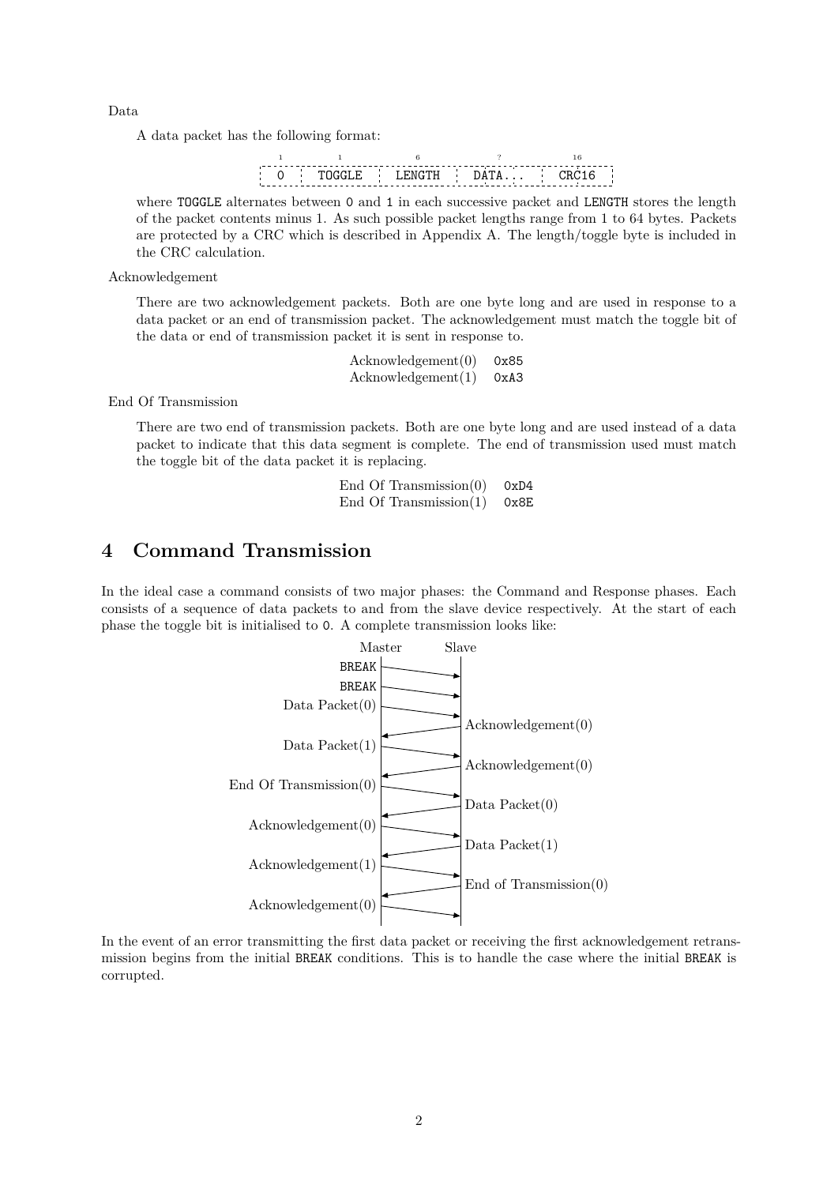Data

A data packet has the following format:

| 1 | 1 | 6 | ? | 16 |
|---|---|---|---|---|
| 0 | TOGGLE | LENGTH | DATA... | CRC16 |

where TOGGLE alternates between 0 and 1 in each successive packet and LENGTH stores the length of the packet contents minus 1. As such possible packet lengths range from 1 to 64 bytes. Packets are protected by a CRC which is described in Appendix A. The length/toggle byte is included in the CRC calculation.

Acknowledgement

There are two acknowledgement packets. Both are one byte long and are used in response to a data packet or an end of transmission packet. The acknowledgement must match the toggle bit of the data or end of transmission packet it is sent in response to.

| | |
|---|---|
| Acknowledgement(0) | 0x85 |
| Acknowledgement(1) | 0xA3 |

End Of Transmission

There are two end of transmission packets. Both are one byte long and are used instead of a data packet to indicate that this data segment is complete. The end of transmission used must match the toggle bit of the data packet it is replacing.

| | |
|---|---|
| End Of Transmission(0) | 0xD4 |
| End Of Transmission(1) | 0x8E |

# 4 Command Transmission

In the ideal case a command consists of two major phases: the Command and Response phases. Each consists of a sequence of data packets to and from the slave device respectively. At the start of each phase the toggle bit is initialised to 0. A complete transmission looks like:

| Master | Direction | Slave |
|---|---|---|
| BREAK | → | |
| BREAK | → | |
| Data Packet(0) | → | |
| | ← | Acknowledgement(0) |
| Data Packet(1) | → | |
| | ← | Acknowledgement(0) |
| End Of Transmission(0) | → | |
| | ← | Data Packet(0) |
| Acknowledgement(0) | → | |
| | ← | Data Packet(1) |
| Acknowledgement(1) | → | |
| | ← | End of Transmission(0) |
| Acknowledgement(0) | → | |

In the event of an error transmitting the first data packet or receiving the first acknowledgement retransmission begins from the initial BREAK conditions. This is to handle the case where the initial BREAK is corrupted.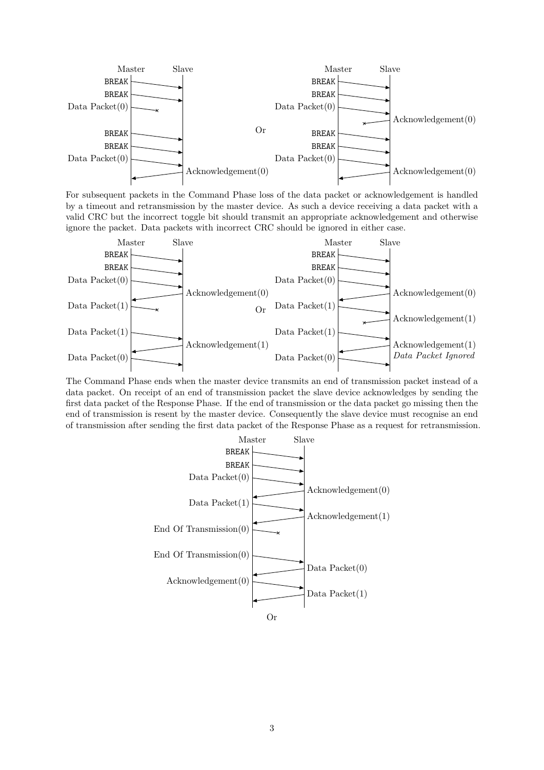```
Master          Slave                         Master          Slave
BREAK      ------>                            BREAK      ------>
BREAK      ------>                            BREAK      ------>
Data Packet(0) ---x                           Data Packet(0) ------>
                                                           x<------ Acknowledgement(0)
                              Or
BREAK      ------>                            BREAK      ------>
BREAK      ------>                            BREAK      ------>
Data Packet(0) ------>                        Data Packet(0) ------>
           <------ Acknowledgement(0)                    <------ Acknowledgement(0)
```

For subsequent packets in the Command Phase loss of the data packet or acknowledgement is handled by a timeout and retransmission by the master device. As such a device receiving a data packet with a valid CRC but the incorrect toggle bit should transmit an appropriate acknowledgement and otherwise ignore the packet. Data packets with incorrect CRC should be ignored in either case.

```
Master          Slave                         Master          Slave
BREAK      ------>                            BREAK      ------>
BREAK      ------>                            BREAK      ------>
Data Packet(0) ------>                        Data Packet(0) ------>
           <------ Acknowledgement(0)                    <------ Acknowledgement(0)
Data Packet(1) ---x          Or               Data Packet(1) ------>
                                                           x<------ Acknowledgement(1)
Data Packet(1) ------>                        Data Packet(1) ------>
           <------ Acknowledgement(1)                    <------ Acknowledgement(1)
                                                                   Data Packet Ignored
Data Packet(0) ------>                        Data Packet(0) ------>
```

The Command Phase ends when the master device transmits an end of transmission packet instead of a data packet. On receipt of an end of transmission packet the slave device acknowledges by sending the first data packet of the Response Phase. If the end of transmission or the data packet go missing then the end of transmission is resent by the master device. Consequently the slave device must recognise an end of transmission after sending the first data packet of the Response Phase as a request for retransmission.

```
Master                     Slave
BREAK                 ------>
BREAK                 ------>
Data Packet(0)        ------>
                      <------ Acknowledgement(0)
Data Packet(1)        ------>
                      <------ Acknowledgement(1)
End Of Transmission(0) ---x

End Of Transmission(0) ------>
                      <------ Data Packet(0)
Acknowledgement(0)    ------>
                      <------ Data Packet(1)
```

Or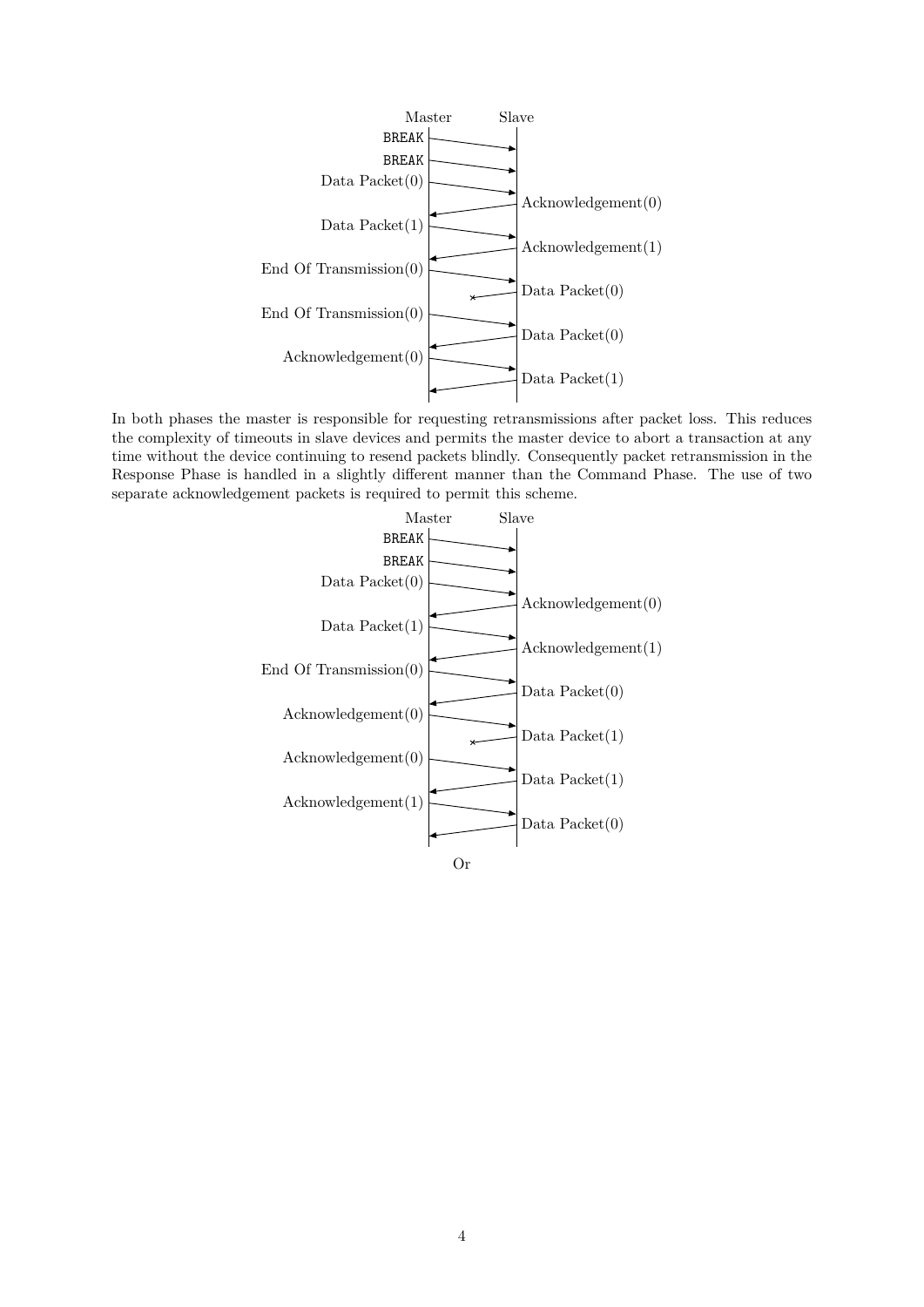| Master | | Slave |
|---|---|---|
| BREAK | → | |
| BREAK | → | |
| Data Packet(0) | → | |
| | ← | Acknowledgement(0) |
| Data Packet(1) | → | |
| | ← | Acknowledgement(1) |
| End Of Transmission(0) | → | |
| | × ← | Data Packet(0) |
| End Of Transmission(0) | → | |
| | ← | Data Packet(0) |
| Acknowledgement(0) | → | |
| | ← | Data Packet(1) |

In both phases the master is responsible for requesting retransmissions after packet loss. This reduces the complexity of timeouts in slave devices and permits the master device to abort a transaction at any time without the device continuing to resend packets blindly. Consequently packet retransmission in the Response Phase is handled in a slightly different manner than the Command Phase. The use of two separate acknowledgement packets is required to permit this scheme.

| Master | | Slave |
|---|---|---|
| BREAK | → | |
| BREAK | → | |
| Data Packet(0) | → | |
| | ← | Acknowledgement(0) |
| Data Packet(1) | → | |
| | ← | Acknowledgement(1) |
| End Of Transmission(0) | → | |
| | ← | Data Packet(0) |
| Acknowledgement(0) | → | |
| | × ← | Data Packet(1) |
| Acknowledgement(0) | → | |
| | ← | Data Packet(1) |
| Acknowledgement(1) | → | |
| | ← | Data Packet(0) |

Or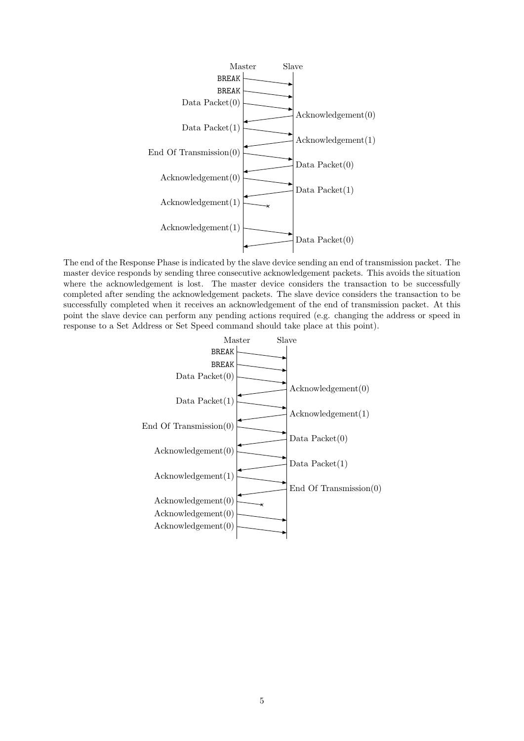```
Master                              Slave
BREAK                   ------------->
BREAK                   ------------->
Data Packet(0)          ------------->
                        <-------------  Acknowledgement(0)
Data Packet(1)          ------------->
                        <-------------  Acknowledgement(1)
End Of Transmission(0)  ------------->
                        <-------------  Data Packet(0)
Acknowledgement(0)      ------------->
                        <-------------  Data Packet(1)
Acknowledgement(1)      -----x

Acknowledgement(1)      ------------->
                        <-------------  Data Packet(0)
```

The end of the Response Phase is indicated by the slave device sending an end of transmission packet. The master device responds by sending three consecutive acknowledgement packets. This avoids the situation where the acknowledgement is lost. The master device considers the transaction to be successfully completed after sending the acknowledgement packets. The slave device considers the transaction to be successfully completed when it receives an acknowledgement of the end of transmission packet. At this point the slave device can perform any pending actions required (e.g. changing the address or speed in response to a Set Address or Set Speed command should take place at this point).

```
Master                              Slave
BREAK                   ------------->
BREAK                   ------------->
Data Packet(0)          ------------->
                        <-------------  Acknowledgement(0)
Data Packet(1)          ------------->
                        <-------------  Acknowledgement(1)
End Of Transmission(0)  ------------->
                        <-------------  Data Packet(0)
Acknowledgement(0)      ------------->
                        <-------------  Data Packet(1)
Acknowledgement(1)      ------------->
                        <-------------  End Of Transmission(0)
Acknowledgement(0)      -----x
Acknowledgement(0)      ------------->
Acknowledgement(0)      ------------->
```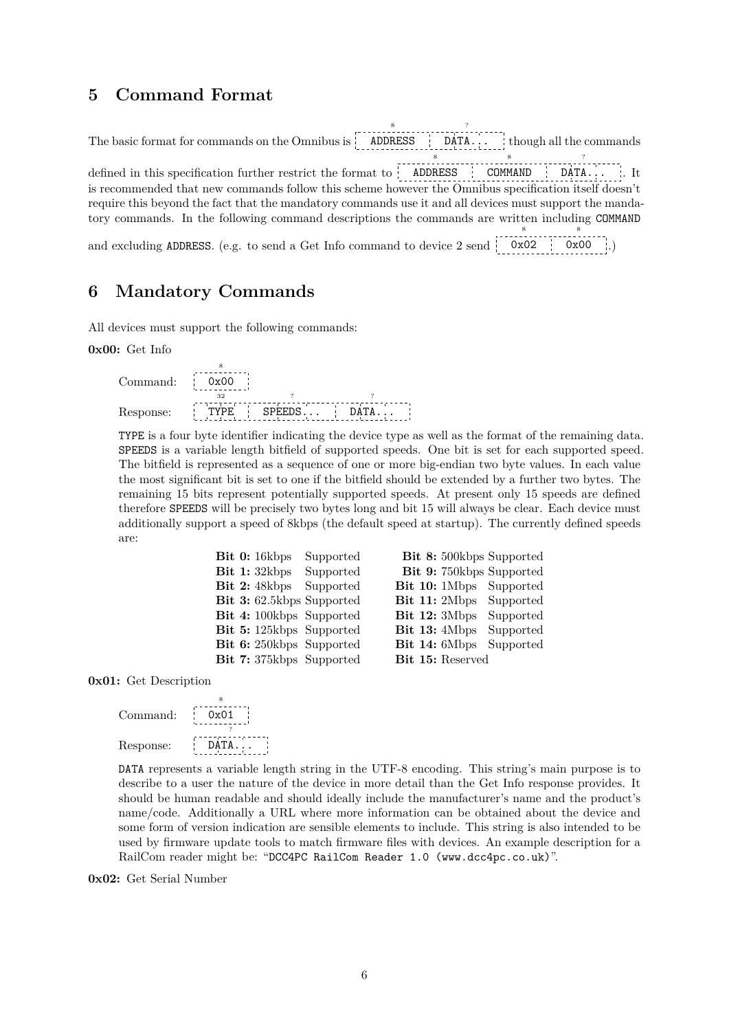## 5 Command Format

The basic format for commands on the Omnibus is `ADDRESS (8) | DATA... (?)` though all the commands defined in this specification further restrict the format to `ADDRESS (8) | COMMAND (8) | DATA... (?)`. It is recommended that new commands follow this scheme however the Omnibus specification itself doesn't require this beyond the fact that the mandatory commands use it and all devices must support the mandatory commands. In the following command descriptions the commands are written including `COMMAND` and excluding `ADDRESS`. (e.g. to send a Get Info command to device 2 send `0x02 (8) | 0x00 (8)`.)

## 6 Mandatory Commands

All devices must support the following commands:

**0x00:** Get Info

Command: `0x00 (8)`

Response: `TYPE (32) | SPEEDS... (?) | DATA... (?)`

`TYPE` is a four byte identifier indicating the device type as well as the format of the remaining data. `SPEEDS` is a variable length bitfield of supported speeds. One bit is set for each supported speed. The bitfield is represented as a sequence of one or more big-endian two byte values. In each value the most significant bit is set to one if the bitfield should be extended by a further two bytes. The remaining 15 bits represent potentially supported speeds. At present only 15 speeds are defined therefore `SPEEDS` will be precisely two bytes long and bit 15 will always be clear. Each device must additionally support a speed of 8kbps (the default speed at startup). The currently defined speeds are:

| | | | |
|---|---|---|---|
| **Bit 0:** 16kbps | Supported | **Bit 8:** 500kbps | Supported |
| **Bit 1:** 32kbps | Supported | **Bit 9:** 750kbps | Supported |
| **Bit 2:** 48kbps | Supported | **Bit 10:** 1Mbps | Supported |
| **Bit 3:** 62.5kbps | Supported | **Bit 11:** 2Mbps | Supported |
| **Bit 4:** 100kbps | Supported | **Bit 12:** 3Mbps | Supported |
| **Bit 5:** 125kbps | Supported | **Bit 13:** 4Mbps | Supported |
| **Bit 6:** 250kbps | Supported | **Bit 14:** 6Mbps | Supported |
| **Bit 7:** 375kbps | Supported | **Bit 15:** Reserved | |

**0x01:** Get Description

Command: `0x01 (8)`

Response: `DATA... (?)`

`DATA` represents a variable length string in the UTF-8 encoding. This string's main purpose is to describe to a user the nature of the device in more detail than the Get Info response provides. It should be human readable and should ideally include the manufacturer's name and the product's name/code. Additionally a URL where more information can be obtained about the device and some form of version indication are sensible elements to include. This string is also intended to be used by firmware update tools to match firmware files with devices. An example description for a RailCom reader might be: "`DCC4PC RailCom Reader 1.0 (www.dcc4pc.co.uk)`".

**0x02:** Get Serial Number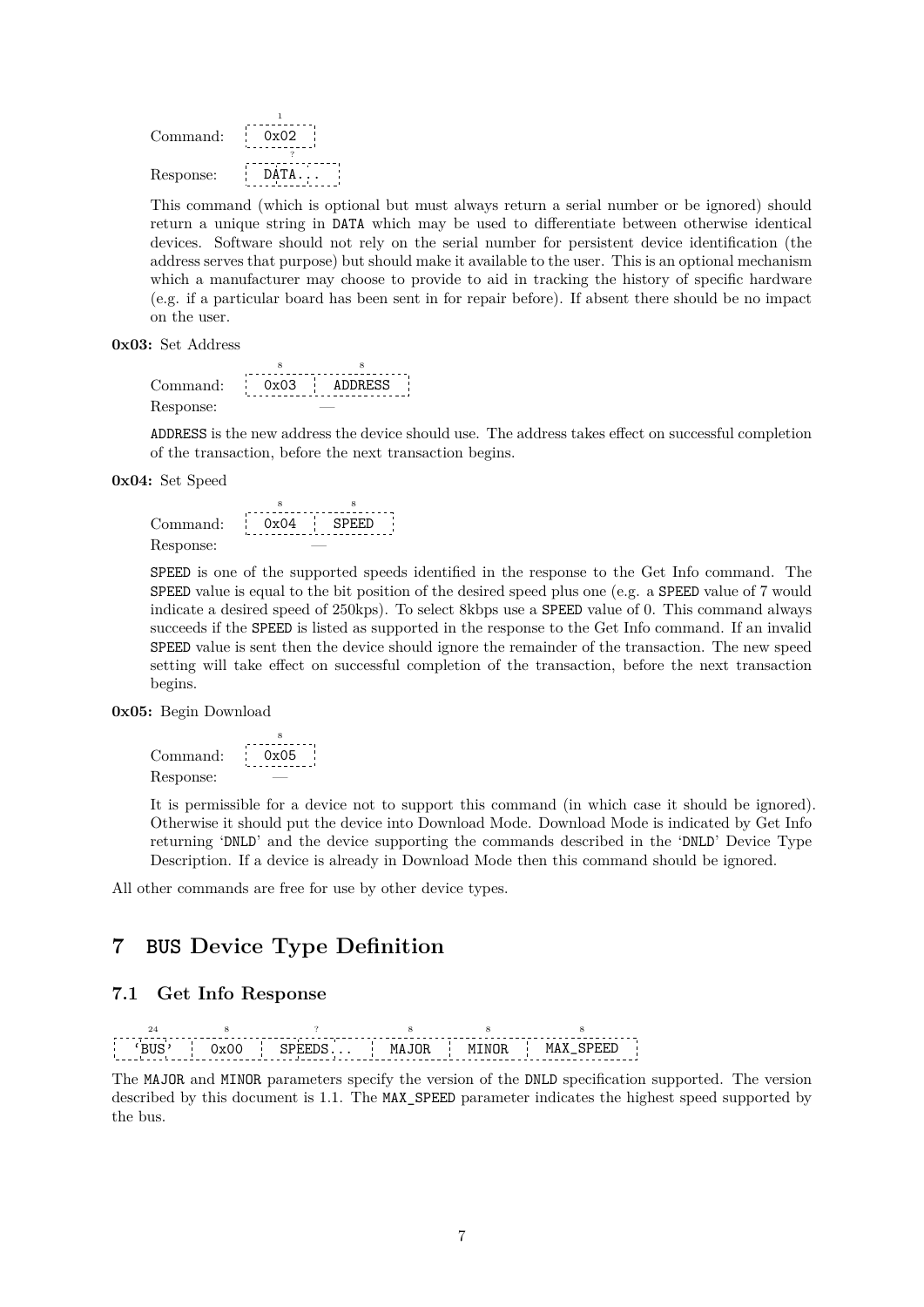| | 1 |
|---|---|
| Command: | 0x02 |

| | ? |
|---|---|
| Response: | DATA... |

This command (which is optional but must always return a serial number or be ignored) should return a unique string in DATA which may be used to differentiate between otherwise identical devices. Software should not rely on the serial number for persistent device identification (the address serves that purpose) but should make it available to the user. This is an optional mechanism which a manufacturer may choose to provide to aid in tracking the history of specific hardware (e.g. if a particular board has been sent in for repair before). If absent there should be no impact on the user.

**0x03:** Set Address

| | 8 | 8 |
|---|---|---|
| Command: | 0x03 | ADDRESS |
| Response: | — | |

ADDRESS is the new address the device should use. The address takes effect on successful completion of the transaction, before the next transaction begins.

**0x04:** Set Speed

| | 8 | 8 |
|---|---|---|
| Command: | 0x04 | SPEED |
| Response: | — | |

SPEED is one of the supported speeds identified in the response to the Get Info command. The SPEED value is equal to the bit position of the desired speed plus one (e.g. a SPEED value of 7 would indicate a desired speed of 250kps). To select 8kbps use a SPEED value of 0. This command always succeeds if the SPEED is listed as supported in the response to the Get Info command. If an invalid SPEED value is sent then the device should ignore the remainder of the transaction. The new speed setting will take effect on successful completion of the transaction, before the next transaction begins.

**0x05:** Begin Download

| | 8 |
|---|---|
| Command: | 0x05 |
| Response: | — |

It is permissible for a device not to support this command (in which case it should be ignored). Otherwise it should put the device into Download Mode. Download Mode is indicated by Get Info returning 'DNLD' and the device supporting the commands described in the 'DNLD' Device Type Description. If a device is already in Download Mode then this command should be ignored.

All other commands are free for use by other device types.

# 7 BUS Device Type Definition

## 7.1 Get Info Response

| 24 | 8 | ? | 8 | 8 | 8 |
|---|---|---|---|---|---|
| 'BUS' | 0x00 | SPEEDS... | MAJOR | MINOR | MAX_SPEED |

The MAJOR and MINOR parameters specify the version of the DNLD specification supported. The version described by this document is 1.1. The MAX_SPEED parameter indicates the highest speed supported by the bus.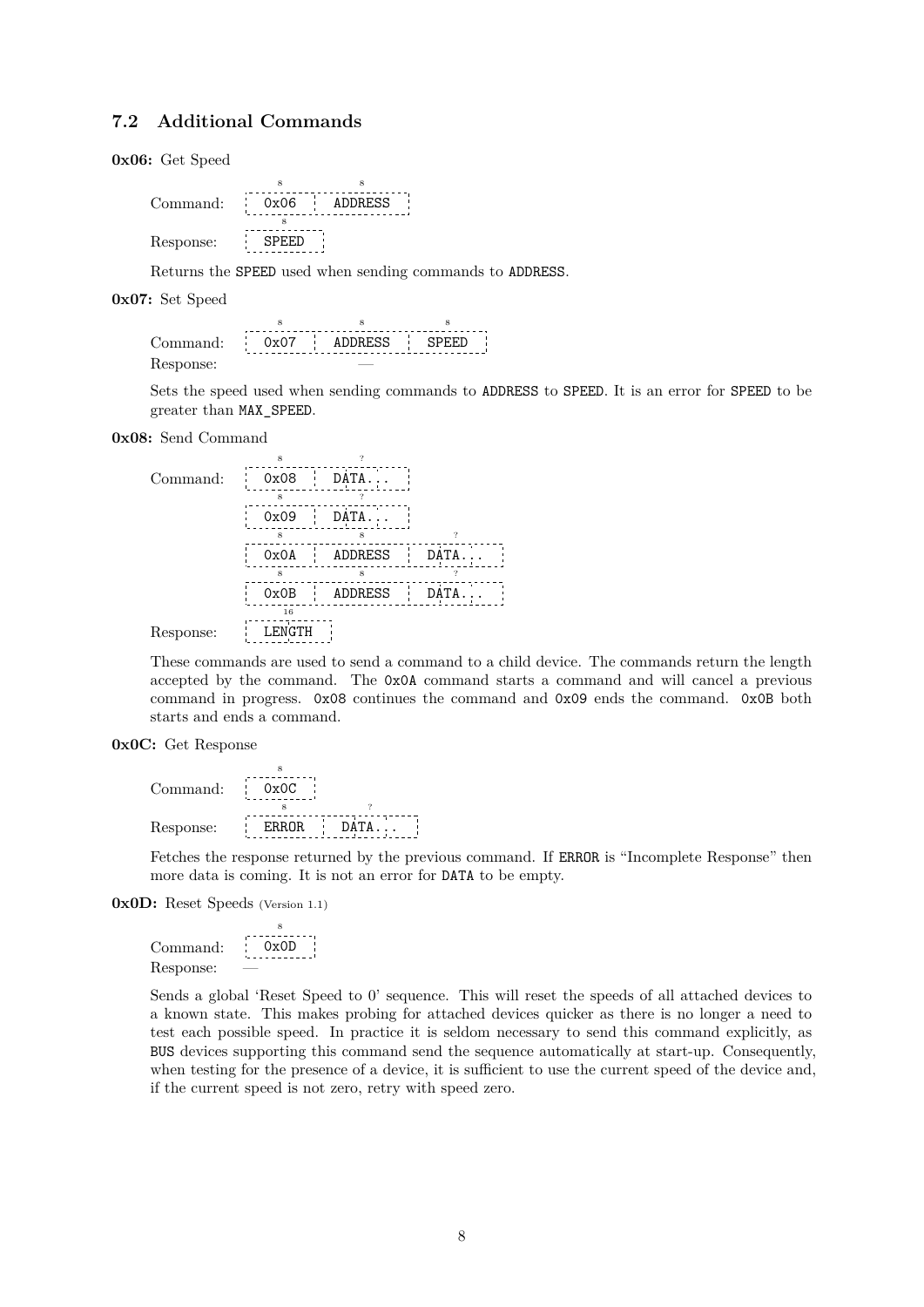## 7.2 Additional Commands

**0x06:** Get Speed

| | 8 | 8 |
|---|---|---|
| Command: | `0x06` | `ADDRESS` |

| | 8 |
|---|---|
| Response: | `SPEED` |

Returns the `SPEED` used when sending commands to `ADDRESS`.

**0x07:** Set Speed

| | 8 | 8 | 8 |
|---|---|---|---|
| Command: | `0x07` | `ADDRESS` | `SPEED` |

Response: —

Sets the speed used when sending commands to `ADDRESS` to `SPEED`. It is an error for `SPEED` to be greater than `MAX_SPEED`.

**0x08:** Send Command

| | 8 | ? | |
|---|---|---|---|
| Command: | `0x08` | `DATA...` | |

| | 8 | ? | |
|---|---|---|---|
| | `0x09` | `DATA...` | |

| | 8 | 8 | ? |
|---|---|---|---|
| | `0x0A` | `ADDRESS` | `DATA...` |

| | 8 | 8 | ? |
|---|---|---|---|
| | `0x0B` | `ADDRESS` | `DATA...` |

| | 16 |
|---|---|
| Response: | `LENGTH` |

These commands are used to send a command to a child device. The commands return the length accepted by the command. The `0x0A` command starts a command and will cancel a previous command in progress. `0x08` continues the command and `0x09` ends the command. `0x0B` both starts and ends a command.

**0x0C:** Get Response

| | 8 |
|---|---|
| Command: | `0x0C` |

| | 8 | ? |
|---|---|---|
| Response: | `ERROR` | `DATA...` |

Fetches the response returned by the previous command. If `ERROR` is "Incomplete Response" then more data is coming. It is not an error for `DATA` to be empty.

**0x0D:** Reset Speeds (Version 1.1)

| | 8 |
|---|---|
| Command: | `0x0D` |

Response: —

Sends a global 'Reset Speed to 0' sequence. This will reset the speeds of all attached devices to a known state. This makes probing for attached devices quicker as there is no longer a need to test each possible speed. In practice it is seldom necessary to send this command explicitly, as `BUS` devices supporting this command send the sequence automatically at start-up. Consequently, when testing for the presence of a device, it is sufficient to use the current speed of the device and, if the current speed is not zero, retry with speed zero.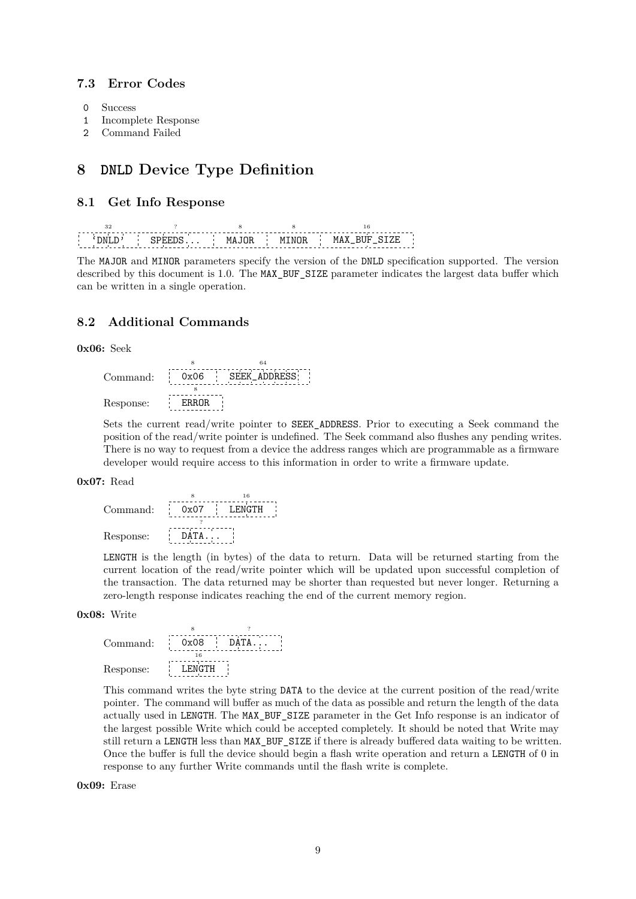### 7.3 Error Codes

- 0 Success
- 1 Incomplete Response
- 2 Command Failed

## 8 DNLD Device Type Definition

### 8.1 Get Info Response

| 32 | ? | 8 | 8 | 16 |
|---|---|---|---|---|
| 'DNLD' | SPEEDS... | MAJOR | MINOR | MAX_BUF_SIZE |

The MAJOR and MINOR parameters specify the version of the DNLD specification supported. The version described by this document is 1.0. The MAX_BUF_SIZE parameter indicates the largest data buffer which can be written in a single operation.

### 8.2 Additional Commands

**0x06:** Seek

Command:

| 8 | 64 |
|---|---|
| 0x06 | SEEK_ADDRESS |

Response:

| 8 |
|---|
| ERROR |

Sets the current read/write pointer to SEEK_ADDRESS. Prior to executing a Seek command the position of the read/write pointer is undefined. The Seek command also flushes any pending writes. There is no way to request from a device the address ranges which are programmable as a firmware developer would require access to this information in order to write a firmware update.

**0x07:** Read

Command:

| 8 | 16 |
|---|---|
| 0x07 | LENGTH |

Response:

| ? |
|---|
| DATA... |

LENGTH is the length (in bytes) of the data to return. Data will be returned starting from the current location of the read/write pointer which will be updated upon successful completion of the transaction. The data returned may be shorter than requested but never longer. Returning a zero-length response indicates reaching the end of the current memory region.

**0x08:** Write

Command:

| 8 | ? |
|---|---|
| 0x08 | DATA... |

Response:

| 16 |
|---|
| LENGTH |

This command writes the byte string DATA to the device at the current position of the read/write pointer. The command will buffer as much of the data as possible and return the length of the data actually used in LENGTH. The MAX_BUF_SIZE parameter in the Get Info response is an indicator of the largest possible Write which could be accepted completely. It should be noted that Write may still return a LENGTH less than MAX_BUF_SIZE if there is already buffered data waiting to be written. Once the buffer is full the device should begin a flash write operation and return a LENGTH of 0 in response to any further Write commands until the flash write is complete.

**0x09:** Erase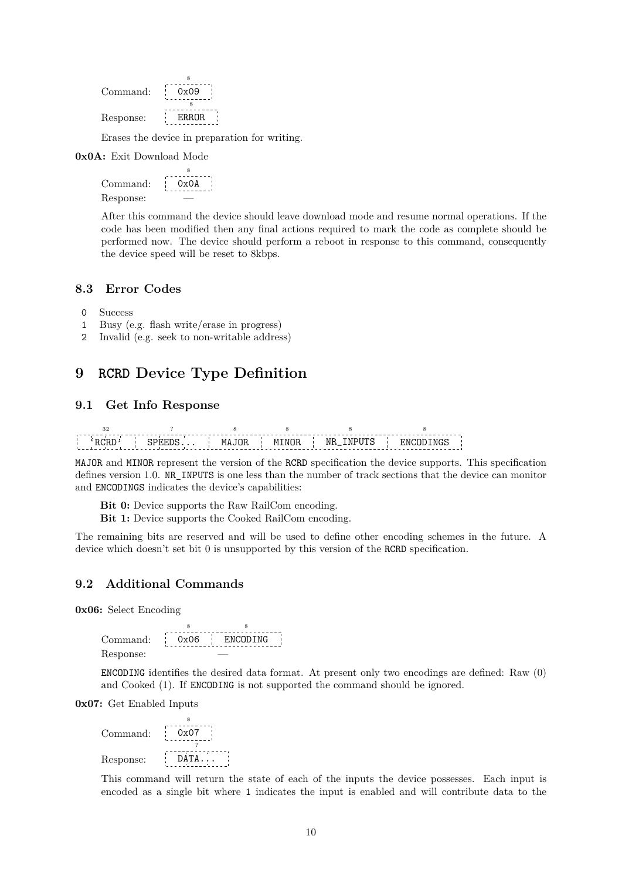| | 8 |
|---|---|
| Command: | 0x09 |
| | 8 |
| Response: | ERROR |

Erases the device in preparation for writing.

**0x0A:** Exit Download Mode

| | 8 |
|---|---|
| Command: | 0x0A |
| Response: | — |

After this command the device should leave download mode and resume normal operations. If the code has been modified then any final actions required to mark the code as complete should be performed now. The device should perform a reboot in response to this command, consequently the device speed will be reset to 8kbps.

### 8.3 Error Codes

- `0` Success
- `1` Busy (e.g. flash write/erase in progress)
- `2` Invalid (e.g. seek to non-writable address)

## 9 `RCRD` Device Type Definition

### 9.1 Get Info Response

| 32 | ? | 8 | 8 | 8 | 8 |
|---|---|---|---|---|---|
| 'RCRD' | SPEEDS... | MAJOR | MINOR | NR_INPUTS | ENCODINGS |

`MAJOR` and `MINOR` represent the version of the `RCRD` specification the device supports. This specification defines version 1.0. `NR_INPUTS` is one less than the number of track sections that the device can monitor and `ENCODINGS` indicates the device's capabilities:

**Bit 0:** Device supports the Raw RailCom encoding.
**Bit 1:** Device supports the Cooked RailCom encoding.

The remaining bits are reserved and will be used to define other encoding schemes in the future. A device which doesn't set bit 0 is unsupported by this version of the `RCRD` specification.

### 9.2 Additional Commands

**0x06:** Select Encoding

| | 8 | 8 |
|---|---|---|
| Command: | 0x06 | ENCODING |
| Response: | — | |

`ENCODING` identifies the desired data format. At present only two encodings are defined: Raw (0) and Cooked (1). If `ENCODING` is not supported the command should be ignored.

**0x07:** Get Enabled Inputs

| | 8 |
|---|---|
| Command: | 0x07 |
| | ? |
| Response: | DATA... |

This command will return the state of each of the inputs the device possesses. Each input is encoded as a single bit where `1` indicates the input is enabled and will contribute data to the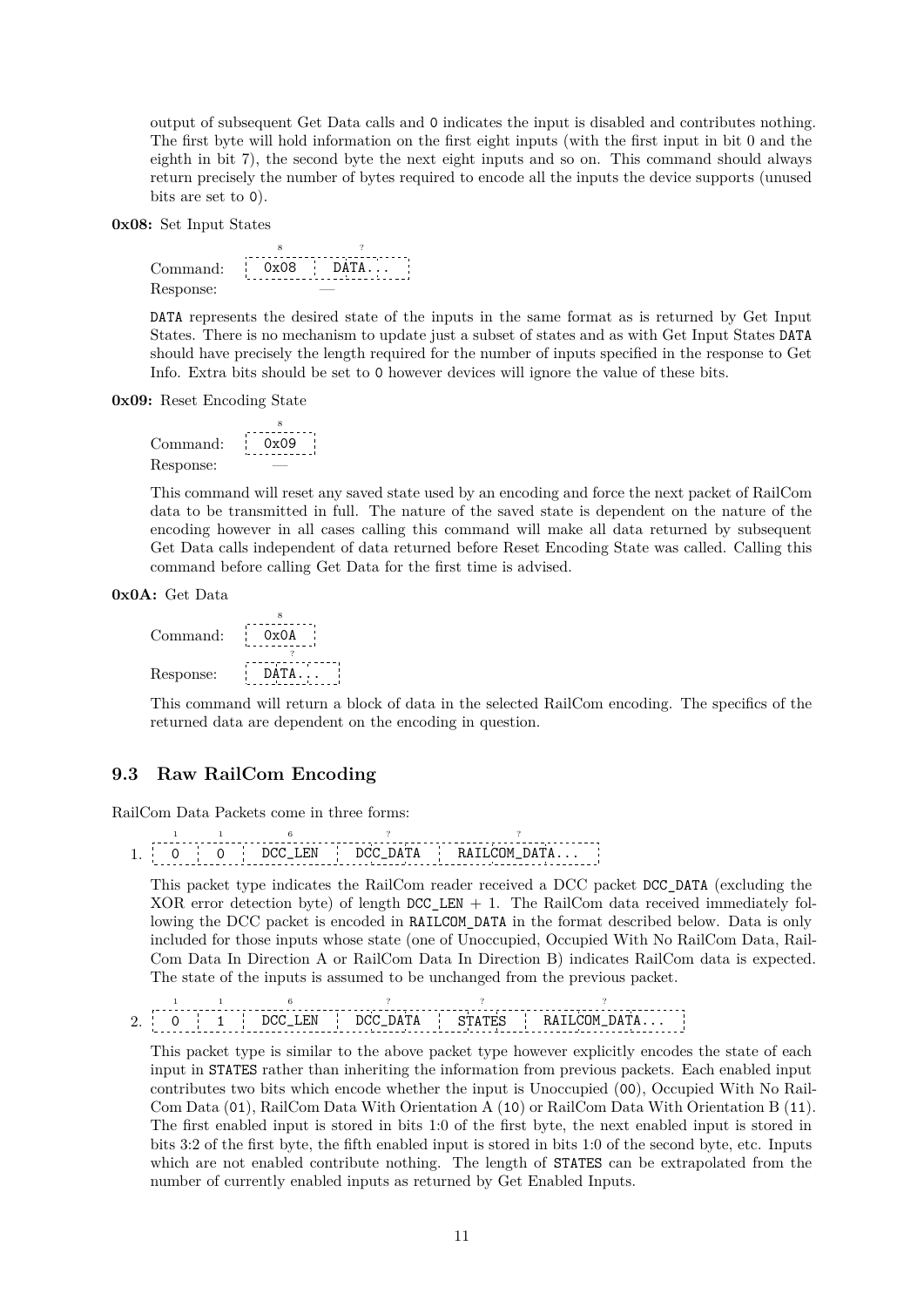output of subsequent Get Data calls and `0` indicates the input is disabled and contributes nothing. The first byte will hold information on the first eight inputs (with the first input in bit 0 and the eighth in bit 7), the second byte the next eight inputs and so on. This command should always return precisely the number of bytes required to encode all the inputs the device supports (unused bits are set to `0`).

**0x08:** Set Input States

| | 8 | ? |
|---|---|---|
| Command: | `0x08` | `DATA...` |
| Response: | — | |

`DATA` represents the desired state of the inputs in the same format as is returned by Get Input States. There is no mechanism to update just a subset of states and as with Get Input States `DATA` should have precisely the length required for the number of inputs specified in the response to Get Info. Extra bits should be set to `0` however devices will ignore the value of these bits.

**0x09:** Reset Encoding State

| | 8 |
|---|---|
| Command: | `0x09` |
| Response: | — |

This command will reset any saved state used by an encoding and force the next packet of RailCom data to be transmitted in full. The nature of the saved state is dependent on the nature of the encoding however in all cases calling this command will make all data returned by subsequent Get Data calls independent of data returned before Reset Encoding State was called. Calling this command before calling Get Data for the first time is advised.

**0x0A:** Get Data

| | 8 / ? |
|---|---|
| Command: | `0x0A` |
| Response: | `DATA...` |

This command will return a block of data in the selected RailCom encoding. The specifics of the returned data are dependent on the encoding in question.

## 9.3 Raw RailCom Encoding

RailCom Data Packets come in three forms:

1.

| 1 | 1 | 6 | ? | ? |
|---|---|---|---|---|
| `0` | `0` | `DCC_LEN` | `DCC_DATA` | `RAILCOM_DATA...` |

This packet type indicates the RailCom reader received a DCC packet `DCC_DATA` (excluding the XOR error detection byte) of length `DCC_LEN` + 1. The RailCom data received immediately following the DCC packet is encoded in `RAILCOM_DATA` in the format described below. Data is only included for those inputs whose state (one of Unoccupied, Occupied With No RailCom Data, RailCom Data In Direction A or RailCom Data In Direction B) indicates RailCom data is expected. The state of the inputs is assumed to be unchanged from the previous packet.

2.

| 1 | 1 | 6 | ? | ? | ? |
|---|---|---|---|---|---|
| `0` | `1` | `DCC_LEN` | `DCC_DATA` | `STATES` | `RAILCOM_DATA...` |

This packet type is similar to the above packet type however explicitly encodes the state of each input in `STATES` rather than inheriting the information from previous packets. Each enabled input contributes two bits which encode whether the input is Unoccupied (`00`), Occupied With No RailCom Data (`01`), RailCom Data With Orientation A (`10`) or RailCom Data With Orientation B (`11`). The first enabled input is stored in bits 1:0 of the first byte, the next enabled input is stored in bits 3:2 of the first byte, the fifth enabled input is stored in bits 1:0 of the second byte, etc. Inputs which are not enabled contribute nothing. The length of `STATES` can be extrapolated from the number of currently enabled inputs as returned by Get Enabled Inputs.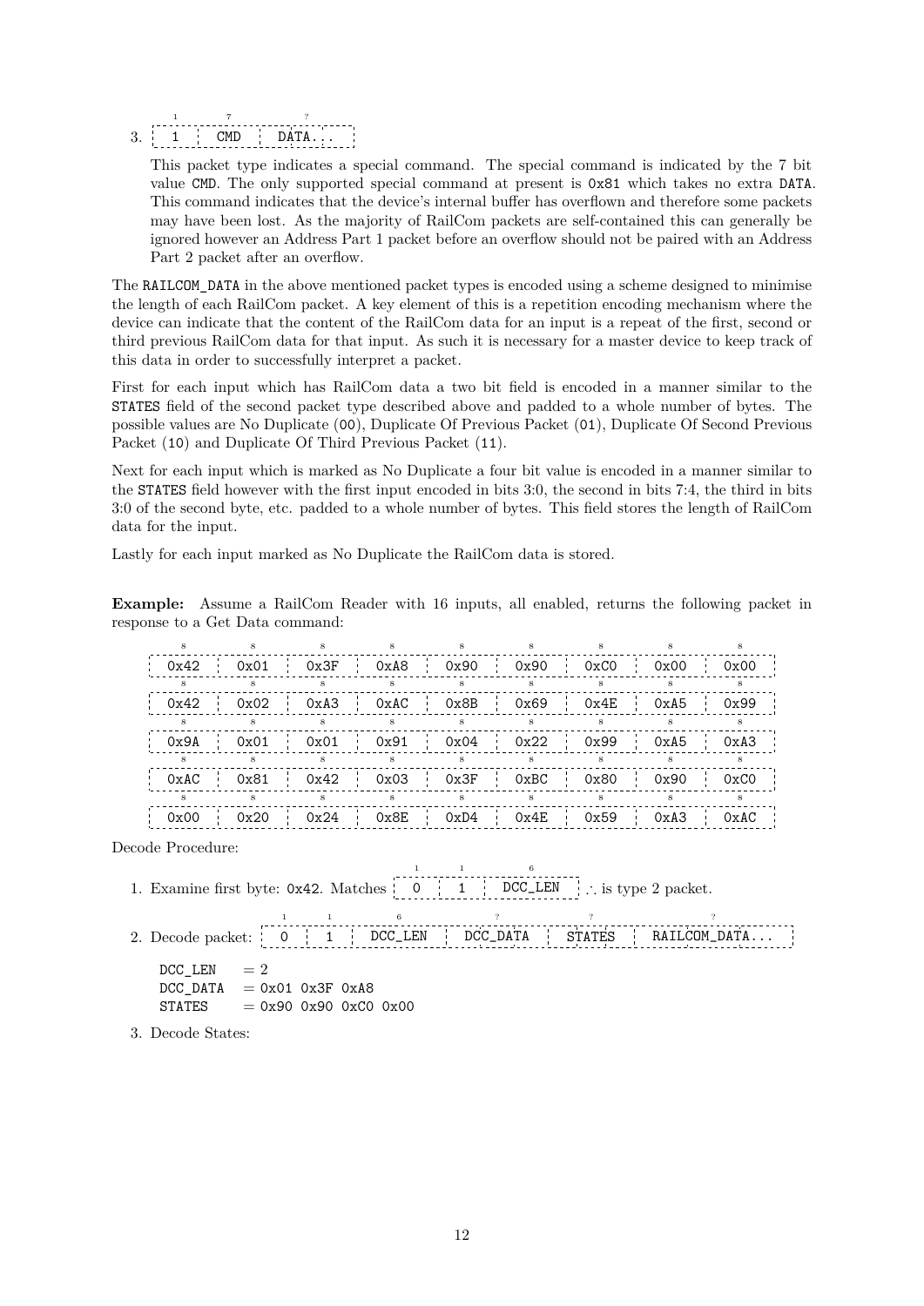3. 

| 1 | 7 | ? |
|---|---|---|
| 1 | CMD | DATA... |

   This packet type indicates a special command. The special command is indicated by the 7 bit value `CMD`. The only supported special command at present is `0x81` which takes no extra `DATA`. This command indicates that the device's internal buffer has overflown and therefore some packets may have been lost. As the majority of RailCom packets are self-contained this can generally be ignored however an Address Part 1 packet before an overflow should not be paired with an Address Part 2 packet after an overflow.

The `RAILCOM_DATA` in the above mentioned packet types is encoded using a scheme designed to minimise the length of each RailCom packet. A key element of this is a repetition encoding mechanism where the device can indicate that the content of the RailCom data for an input is a repeat of the first, second or third previous RailCom data for that input. As such it is necessary for a master device to keep track of this data in order to successfully interpret a packet.

First for each input which has RailCom data a two bit field is encoded in a manner similar to the `STATES` field of the second packet type described above and padded to a whole number of bytes. The possible values are No Duplicate (`00`), Duplicate Of Previous Packet (`01`), Duplicate Of Second Previous Packet (`10`) and Duplicate Of Third Previous Packet (`11`).

Next for each input which is marked as No Duplicate a four bit value is encoded in a manner similar to the `STATES` field however with the first input encoded in bits 3:0, the second in bits 7:4, the third in bits 3:0 of the second byte, etc. padded to a whole number of bytes. This field stores the length of RailCom data for the input.

Lastly for each input marked as No Duplicate the RailCom data is stored.

**Example:** Assume a RailCom Reader with 16 inputs, all enabled, returns the following packet in response to a Get Data command:

| 8 | 8 | 8 | 8 | 8 | 8 | 8 | 8 | 8 |
|---|---|---|---|---|---|---|---|---|
| 0x42 | 0x01 | 0x3F | 0xA8 | 0x90 | 0x90 | 0xC0 | 0x00 | 0x00 |
| 0x42 | 0x02 | 0xA3 | 0xAC | 0x8B | 0x69 | 0x4E | 0xA5 | 0x99 |
| 0x9A | 0x01 | 0x01 | 0x91 | 0x04 | 0x22 | 0x99 | 0xA5 | 0xA3 |
| 0xAC | 0x81 | 0x42 | 0x03 | 0x3F | 0xBC | 0x80 | 0x90 | 0xC0 |
| 0x00 | 0x20 | 0x24 | 0x8E | 0xD4 | 0x4E | 0x59 | 0xA3 | 0xAC |

Decode Procedure:

1. Examine first byte: `0x42`. Matches

   | 1 | 1 | 6 |
   |---|---|---|
   | 0 | 1 | DCC_LEN |

   $\therefore$ is type 2 packet.

2. Decode packet:

   | 1 | 1 | 6 | ? | ? | ? |
   |---|---|---|---|---|---|
   | 0 | 1 | DCC_LEN | DCC_DATA | STATES | RAILCOM_DATA... |

   ```
   DCC_LEN   = 2
   DCC_DATA  = 0x01 0x3F 0xA8
   STATES    = 0x90 0x90 0xC0 0x00
   ```

3. Decode States: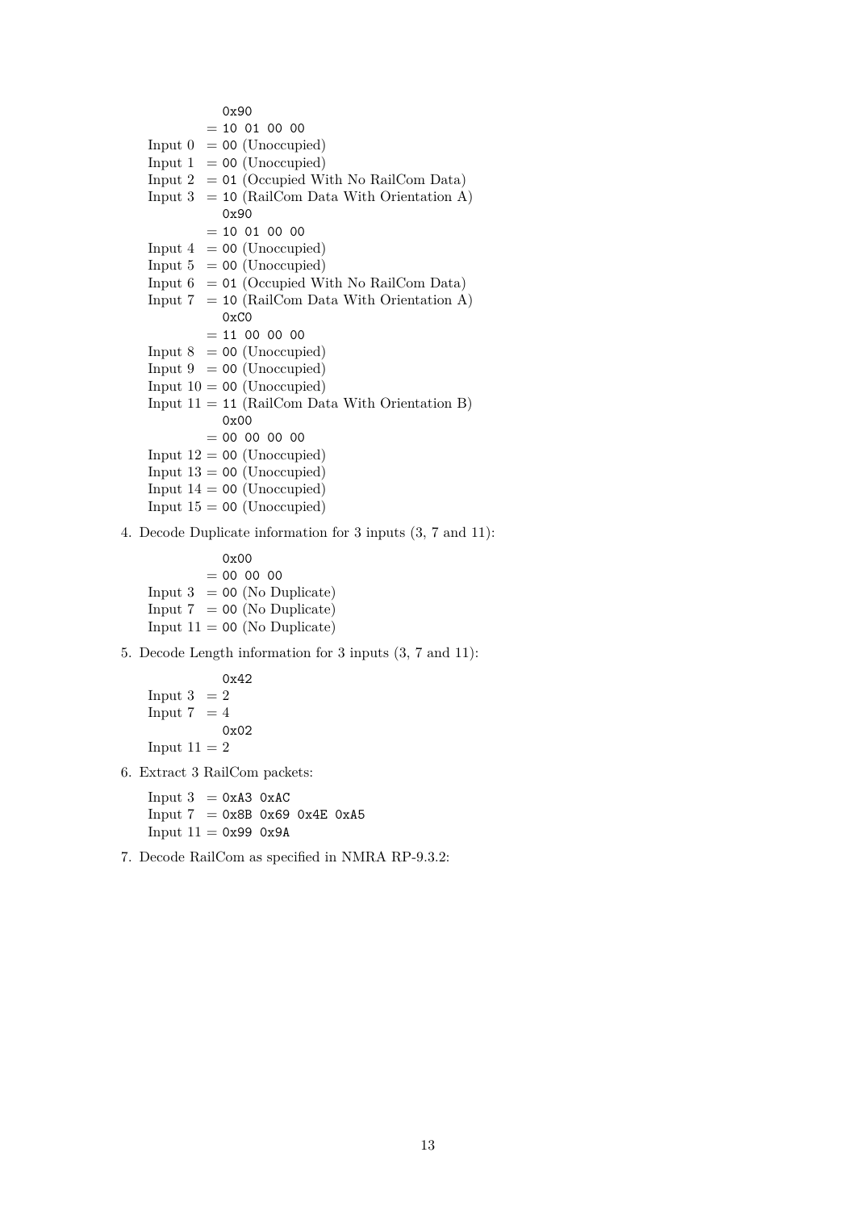```
          0x90
        = 10 01 00 00
Input 0  = 00 (Unoccupied)
Input 1  = 00 (Unoccupied)
Input 2  = 01 (Occupied With No RailCom Data)
Input 3  = 10 (RailCom Data With Orientation A)
          0x90
        = 10 01 00 00
Input 4  = 00 (Unoccupied)
Input 5  = 00 (Unoccupied)
Input 6  = 01 (Occupied With No RailCom Data)
Input 7  = 10 (RailCom Data With Orientation A)
          0xC0
        = 11 00 00 00
Input 8  = 00 (Unoccupied)
Input 9  = 00 (Unoccupied)
Input 10 = 00 (Unoccupied)
Input 11 = 11 (RailCom Data With Orientation B)
          0x00
        = 00 00 00 00
Input 12 = 00 (Unoccupied)
Input 13 = 00 (Unoccupied)
Input 14 = 00 (Unoccupied)
Input 15 = 00 (Unoccupied)
```

4. Decode Duplicate information for 3 inputs (3, 7 and 11):

```
          0x00
        = 00 00 00
Input 3  = 00 (No Duplicate)
Input 7  = 00 (No Duplicate)
Input 11 = 00 (No Duplicate)
```

5. Decode Length information for 3 inputs (3, 7 and 11):

```
          0x42
Input 3  = 2
Input 7  = 4
          0x02
Input 11 = 2
```

6. Extract 3 RailCom packets:

```
Input 3  = 0xA3 0xAC
Input 7  = 0x8B 0x69 0x4E 0xA5
Input 11 = 0x99 0x9A
```

7. Decode RailCom as specified in NMRA RP-9.3.2: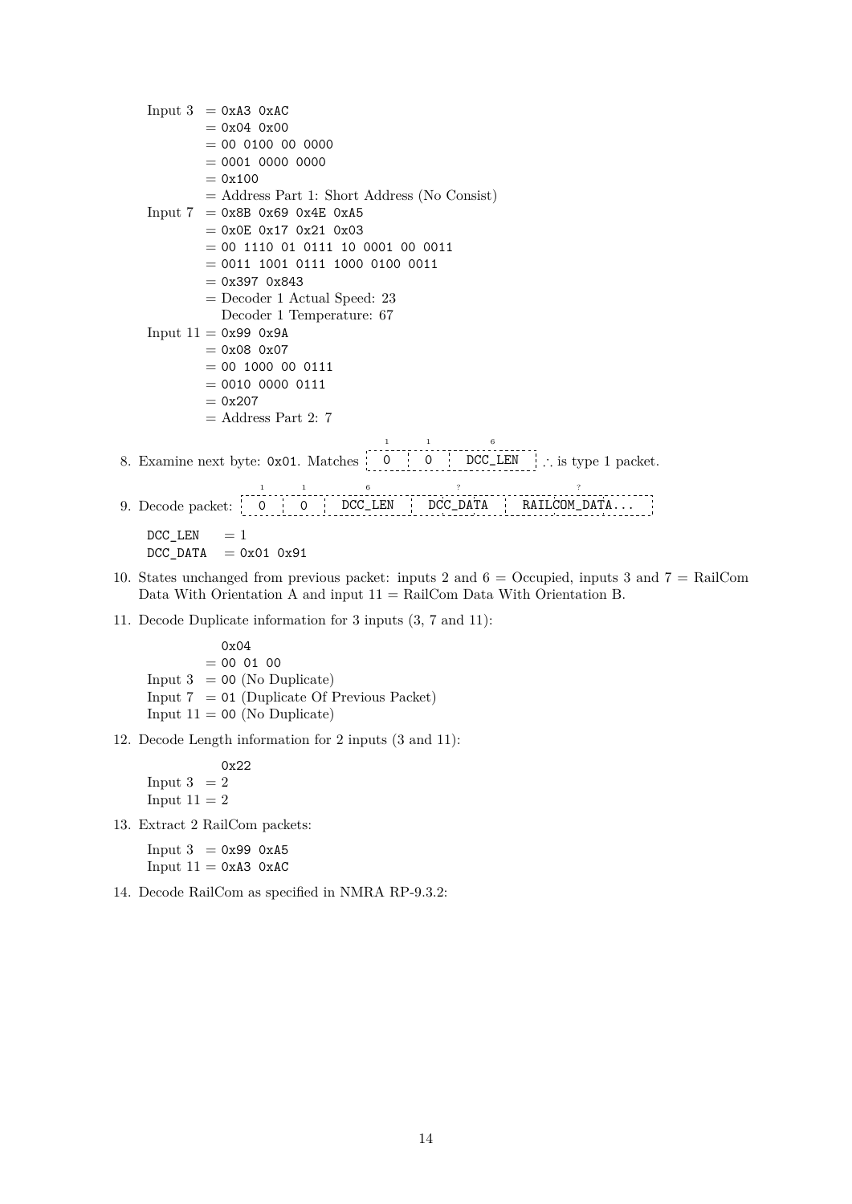Input 3 $=$ `0xA3 0xAC`
$=$ `0x04 0x00`
$=$ `00 0100 00 0000`
$=$ `0001 0000 0000`
$=$ `0x100`
$=$ Address Part 1: Short Address (No Consist)

Input 7 $=$ `0x8B 0x69 0x4E 0xA5`
$=$ `0x0E 0x17 0x21 0x03`
$=$ `00 1110 01 0111 10 0001 00 0011`
$=$ `0011 1001 0111 1000 0100 0011`
$=$ `0x397 0x843`
$=$ Decoder 1 Actual Speed: 23
Decoder 1 Temperature: 67

Input 11 $=$ `0x99 0x9A`
$=$ `0x08 0x07`
$=$ `00 1000 00 0111`
$=$ `0010 0000 0111`
$=$ `0x207`
$=$ Address Part 2: 7

8. Examine next byte: `0x01`. Matches

| 0 (1) | 0 (1) | DCC_LEN (6) |
|---|---|---|

∴ is type 1 packet.

9. Decode packet:

| 0 (1) | 0 (1) | DCC_LEN (6) | DCC_DATA (?) | RAILCOM_DATA... (?) |
|---|---|---|---|---|

DCC_LEN $= 1$
DCC_DATA $=$ `0x01 0x91`

10. States unchanged from previous packet: inputs 2 and 6 = Occupied, inputs 3 and 7 = RailCom Data With Orientation A and input 11 = RailCom Data With Orientation B.

11. Decode Duplicate information for 3 inputs (3, 7 and 11):

`0x04`
$=$ `00 01 00`
Input 3 $=$ `00` (No Duplicate)
Input 7 $=$ `01` (Duplicate Of Previous Packet)
Input 11 $=$ `00` (No Duplicate)

12. Decode Length information for 2 inputs (3 and 11):

`0x22`
Input 3 $= 2$
Input 11 $= 2$

13. Extract 2 RailCom packets:

Input 3 $=$ `0x99 0xA5`
Input 11 $=$ `0xA3 0xAC`

14. Decode RailCom as specified in NMRA RP-9.3.2: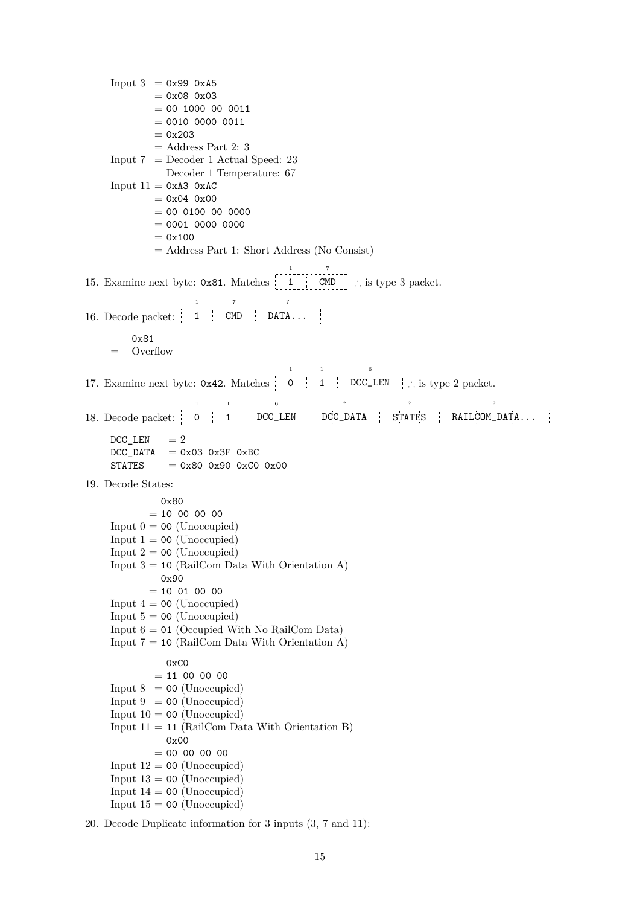```
Input 3  = 0x99 0xA5
         = 0x08 0x03
         = 00 1000 00 0011
         = 0010 0000 0011
         = 0x203
         = Address Part 2: 3
Input 7  = Decoder 1 Actual Speed: 23
           Decoder 1 Temperature: 67
Input 11 = 0xA3 0xAC
         = 0x04 0x00
         = 00 0100 00 0000
         = 0001 0000 0000
         = 0x100
         = Address Part 1: Short Address (No Consist)
```

15. Examine next byte: `0x81`. Matches `1` (1 bit) | `CMD` (7 bits) ∴ is type 3 packet.

16. Decode packet: `1` (1 bit) | `CMD` (7 bits) | `DATA...` (? bits)

```
   0x81
=  Overflow
```

17. Examine next byte: `0x42`. Matches `0` (1 bit) | `1` (1 bit) | `DCC_LEN` (6 bits) ∴ is type 2 packet.

18. Decode packet: `0` (1 bit) | `1` (1 bit) | `DCC_LEN` (6 bits) | `DCC_DATA` (? bits) | `STATES` (? bits) | `RAILCOM_DATA...` (? bits)

```
DCC_LEN  = 2
DCC_DATA = 0x03 0x3F 0xBC
STATES   = 0x80 0x90 0xC0 0x00
```

19. Decode States:

```
           0x80
         = 10 00 00 00
Input 0  = 00 (Unoccupied)
Input 1  = 00 (Unoccupied)
Input 2  = 00 (Unoccupied)
Input 3  = 10 (RailCom Data With Orientation A)
           0x90
         = 10 01 00 00
Input 4  = 00 (Unoccupied)
Input 5  = 00 (Unoccupied)
Input 6  = 01 (Occupied With No RailCom Data)
Input 7  = 10 (RailCom Data With Orientation A)

           0xC0
         = 11 00 00 00
Input 8  = 00 (Unoccupied)
Input 9  = 00 (Unoccupied)
Input 10 = 00 (Unoccupied)
Input 11 = 11 (RailCom Data With Orientation B)
           0x00
         = 00 00 00 00
Input 12 = 00 (Unoccupied)
Input 13 = 00 (Unoccupied)
Input 14 = 00 (Unoccupied)
Input 15 = 00 (Unoccupied)
```

20. Decode Duplicate information for 3 inputs (3, 7 and 11):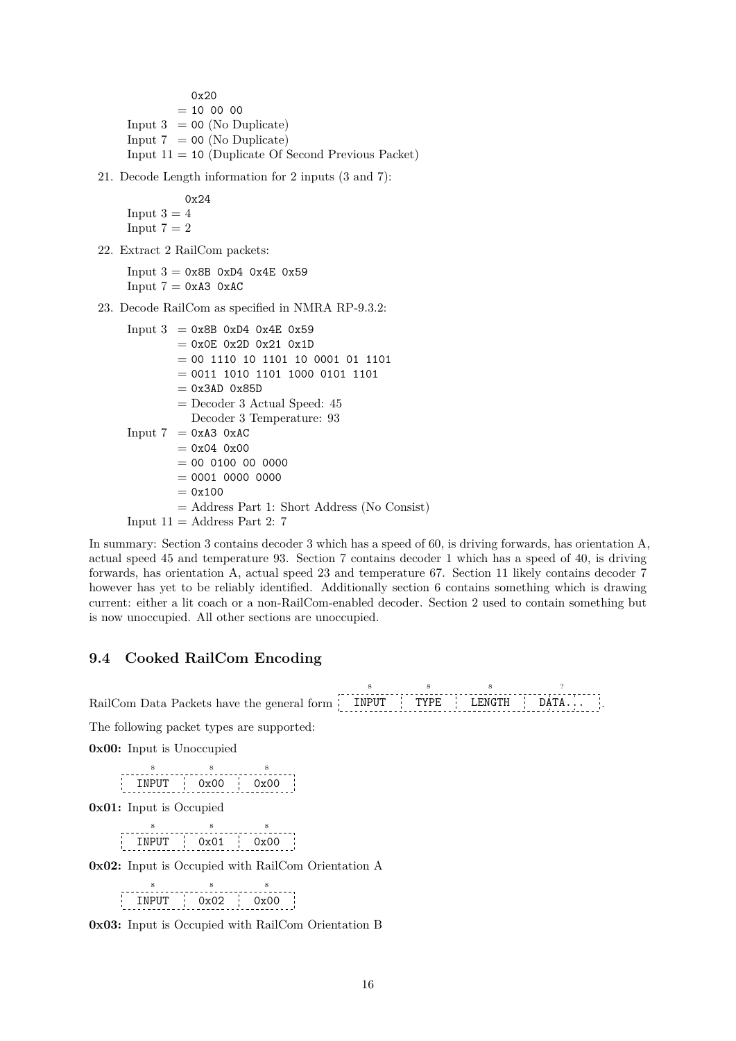```
          0x20
        = 10 00 00
Input 3  = 00 (No Duplicate)
Input 7  = 00 (No Duplicate)
Input 11 = 10 (Duplicate Of Second Previous Packet)
```

21. Decode Length information for 2 inputs (3 and 7):

```
         0x24
Input 3 = 4
Input 7 = 2
```

22. Extract 2 RailCom packets:

```
Input 3 = 0x8B 0xD4 0x4E 0x59
Input 7 = 0xA3 0xAC
```

23. Decode RailCom as specified in NMRA RP-9.3.2:

```
Input 3  = 0x8B 0xD4 0x4E 0x59
         = 0x0E 0x2D 0x21 0x1D
         = 00 1110 10 1101 10 0001 01 1101
         = 0011 1010 1101 1000 0101 1101
         = 0x3AD 0x85D
         = Decoder 3 Actual Speed: 45
           Decoder 3 Temperature: 93
Input 7  = 0xA3 0xAC
         = 0x04 0x00
         = 00 0100 00 0000
         = 0001 0000 0000
         = 0x100
         = Address Part 1: Short Address (No Consist)
Input 11 = Address Part 2: 7
```

In summary: Section 3 contains decoder 3 which has a speed of 60, is driving forwards, has orientation A, actual speed 45 and temperature 93. Section 7 contains decoder 1 which has a speed of 40, is driving forwards, has orientation A, actual speed 23 and temperature 67. Section 11 likely contains decoder 7 however has yet to be reliably identified. Additionally section 6 contains something which is drawing current: either a lit coach or a non-RailCom-enabled decoder. Section 2 used to contain something but is now unoccupied. All other sections are unoccupied.

## 9.4 Cooked RailCom Encoding

RailCom Data Packets have the general form

| INPUT (8) | TYPE (8) | LENGTH (8) | DATA... (?) |
|---|---|---|---|

The following packet types are supported:

**0x00:** Input is Unoccupied

| INPUT (8) | 0x00 (8) | 0x00 (8) |
|---|---|---|

**0x01:** Input is Occupied

| INPUT (8) | 0x01 (8) | 0x00 (8) |
|---|---|---|

**0x02:** Input is Occupied with RailCom Orientation A

| INPUT (8) | 0x02 (8) | 0x00 (8) |
|---|---|---|

**0x03:** Input is Occupied with RailCom Orientation B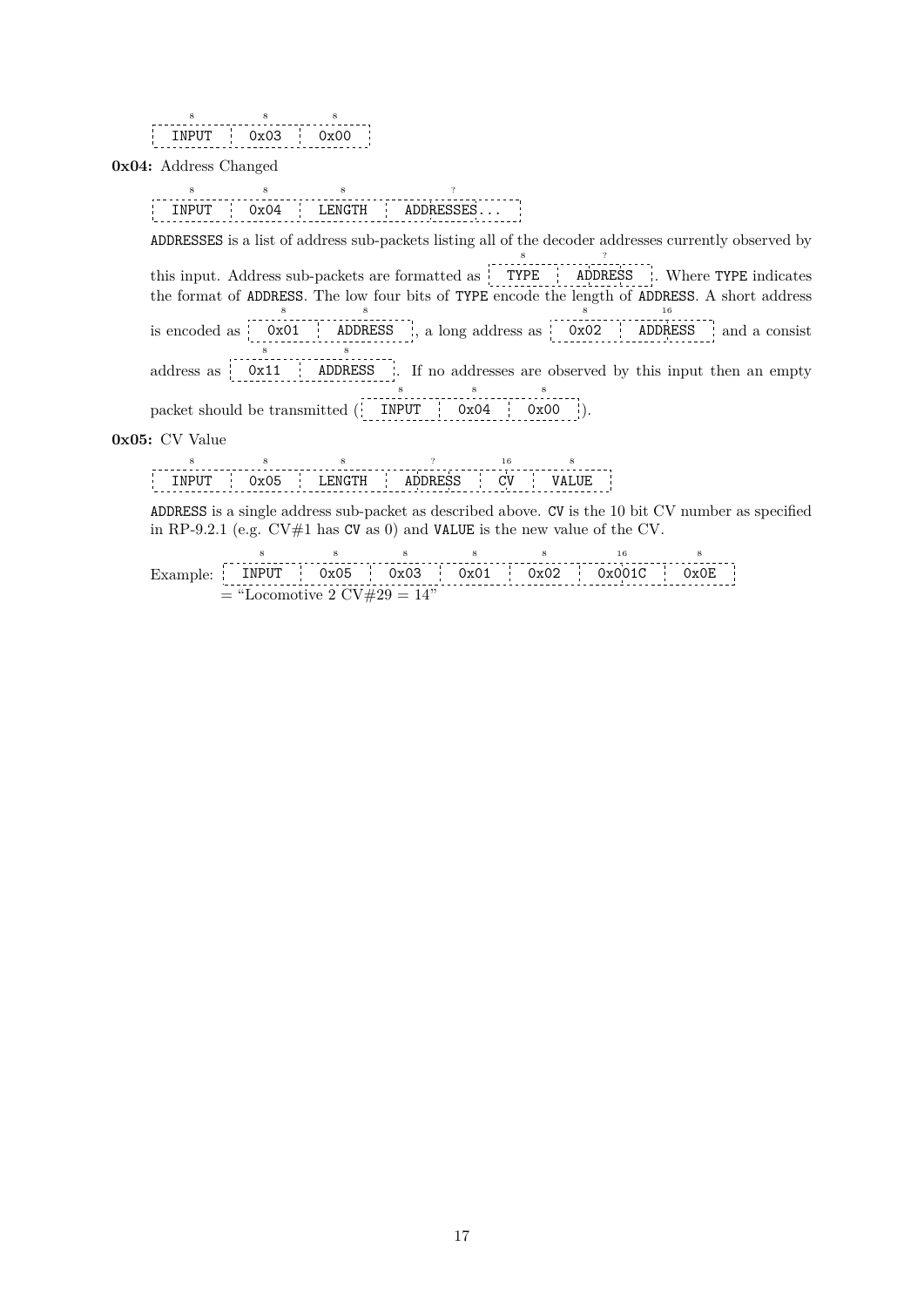| INPUT (8) | 0x03 (8) | 0x00 (8) |
|---|---|---|

**0x04:** Address Changed

| INPUT (8) | 0x04 (8) | LENGTH (8) | ADDRESSES... (?) |
|---|---|---|---|

ADDRESSES is a list of address sub-packets listing all of the decoder addresses currently observed by this input. Address sub-packets are formatted as `TYPE (8) | ADDRESS (?)`. Where TYPE indicates the format of ADDRESS. The low four bits of TYPE encode the length of ADDRESS. A short address is encoded as `0x01 (8) | ADDRESS (8)`, a long address as `0x02 (8) | ADDRESS (16)` and a consist address as `0x11 (8) | ADDRESS (8)`. If no addresses are observed by this input then an empty packet should be transmitted (`INPUT (8) | 0x04 (8) | 0x00 (8)`).

**0x05:** CV Value

| INPUT (8) | 0x05 (8) | LENGTH (8) | ADDRESS (?) | CV (16) | VALUE (8) |
|---|---|---|---|---|---|

ADDRESS is a single address sub-packet as described above. CV is the 10 bit CV number as specified in RP-9.2.1 (e.g. CV#1 has CV as 0) and VALUE is the new value of the CV.

Example:

| INPUT (8) | 0x05 (8) | 0x03 (8) | 0x01 (8) | 0x02 (8) | 0x001C (16) | 0x0E (8) |
|---|---|---|---|---|---|---|

= "Locomotive 2 CV#29 = 14"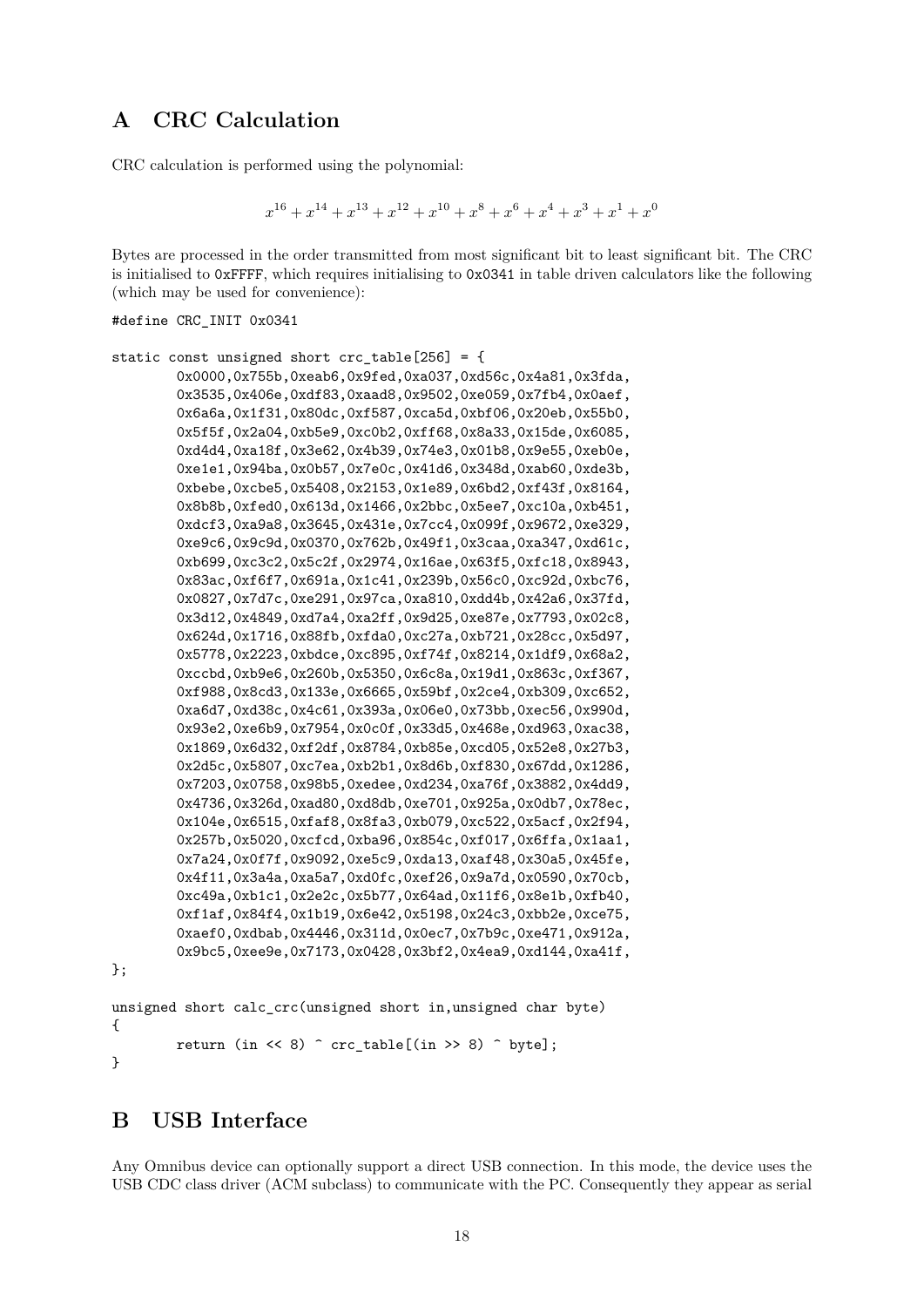## A CRC Calculation

CRC calculation is performed using the polynomial:

$$x^{16} + x^{14} + x^{13} + x^{12} + x^{10} + x^8 + x^6 + x^4 + x^3 + x^1 + x^0$$

Bytes are processed in the order transmitted from most significant bit to least significant bit. The CRC is initialised to `0xFFFF`, which requires initialising to `0x0341` in table driven calculators like the following (which may be used for convenience):

```
#define CRC_INIT 0x0341

static const unsigned short crc_table[256] = {
        0x0000,0x755b,0xeab6,0x9fed,0xa037,0xd56c,0x4a81,0x3fda,
        0x3535,0x406e,0xdf83,0xaad8,0x9502,0xe059,0x7fb4,0x0aef,
        0x6a6a,0x1f31,0x80dc,0xf587,0xca5d,0xbf06,0x20eb,0x55b0,
        0x5f5f,0x2a04,0xb5e9,0xc0b2,0xff68,0x8a33,0x15de,0x6085,
        0xd4d4,0xa18f,0x3e62,0x4b39,0x74e3,0x01b8,0x9e55,0xeb0e,
        0xe1e1,0x94ba,0x0b57,0x7e0c,0x41d6,0x348d,0xab60,0xde3b,
        0xbebe,0xcbe5,0x5408,0x2153,0x1e89,0x6bd2,0xf43f,0x8164,
        0x8b8b,0xfed0,0x613d,0x1466,0x2bbc,0x5ee7,0xc10a,0xb451,
        0xdcf3,0xa9a8,0x3645,0x431e,0x7cc4,0x099f,0x9672,0xe329,
        0xe9c6,0x9c9d,0x0370,0x762b,0x49f1,0x3caa,0xa347,0xd61c,
        0xb699,0xc3c2,0x5c2f,0x2974,0x16ae,0x63f5,0xfc18,0x8943,
        0x83ac,0xf6f7,0x691a,0x1c41,0x239b,0x56c0,0xc92d,0xbc76,
        0x0827,0x7d7c,0xe291,0x97ca,0xa810,0xdd4b,0x42a6,0x37fd,
        0x3d12,0x4849,0xd7a4,0xa2ff,0x9d25,0xe87e,0x7793,0x02c8,
        0x624d,0x1716,0x88fb,0xfda0,0xc27a,0xb721,0x28cc,0x5d97,
        0x5778,0x2223,0xbdce,0xc895,0xf74f,0x8214,0x1df9,0x68a2,
        0xccbd,0xb9e6,0x260b,0x5350,0x6c8a,0x19d1,0x863c,0xf367,
        0xf988,0x8cd3,0x133e,0x6665,0x59bf,0x2ce4,0xb309,0xc652,
        0xa6d7,0xd38c,0x4c61,0x393a,0x06e0,0x73bb,0xec56,0x990d,
        0x93e2,0xe6b9,0x7954,0x0c0f,0x33d5,0x468e,0xd963,0xac38,
        0x1869,0x6d32,0xf2df,0x8784,0xb85e,0xcd05,0x52e8,0x27b3,
        0x2d5c,0x5807,0xc7ea,0xb2b1,0x8d6b,0xf830,0x67dd,0x1286,
        0x7203,0x0758,0x98b5,0xedee,0xd234,0xa76f,0x3882,0x4dd9,
        0x4736,0x326d,0xad80,0xd8db,0xe701,0x925a,0x0db7,0x78ec,
        0x104e,0x6515,0xfaf8,0x8fa3,0xb079,0xc522,0x5acf,0x2f94,
        0x257b,0x5020,0xcfcd,0xba96,0x854c,0xf017,0x6ffa,0x1aa1,
        0x7a24,0x0f7f,0x9092,0xe5c9,0xda13,0xaf48,0x30a5,0x45fe,
        0x4f11,0x3a4a,0xa5a7,0xd0fc,0xef26,0x9a7d,0x0590,0x70cb,
        0xc49a,0xb1c1,0x2e2c,0x5b77,0x64ad,0x11f6,0x8e1b,0xfb40,
        0xf1af,0x84f4,0x1b19,0x6e42,0x5198,0x24c3,0xbb2e,0xce75,
        0xaef0,0xdbab,0x4446,0x311d,0x0ec7,0x7b9c,0xe471,0x912a,
        0x9bc5,0xee9e,0x7173,0x0428,0x3bf2,0x4ea9,0xd144,0xa41f,
};

unsigned short calc_crc(unsigned short in,unsigned char byte)
{
        return (in << 8) ^ crc_table[(in >> 8) ^ byte];
}
```

## B USB Interface

Any Omnibus device can optionally support a direct USB connection. In this mode, the device uses the USB CDC class driver (ACM subclass) to communicate with the PC. Consequently they appear as serial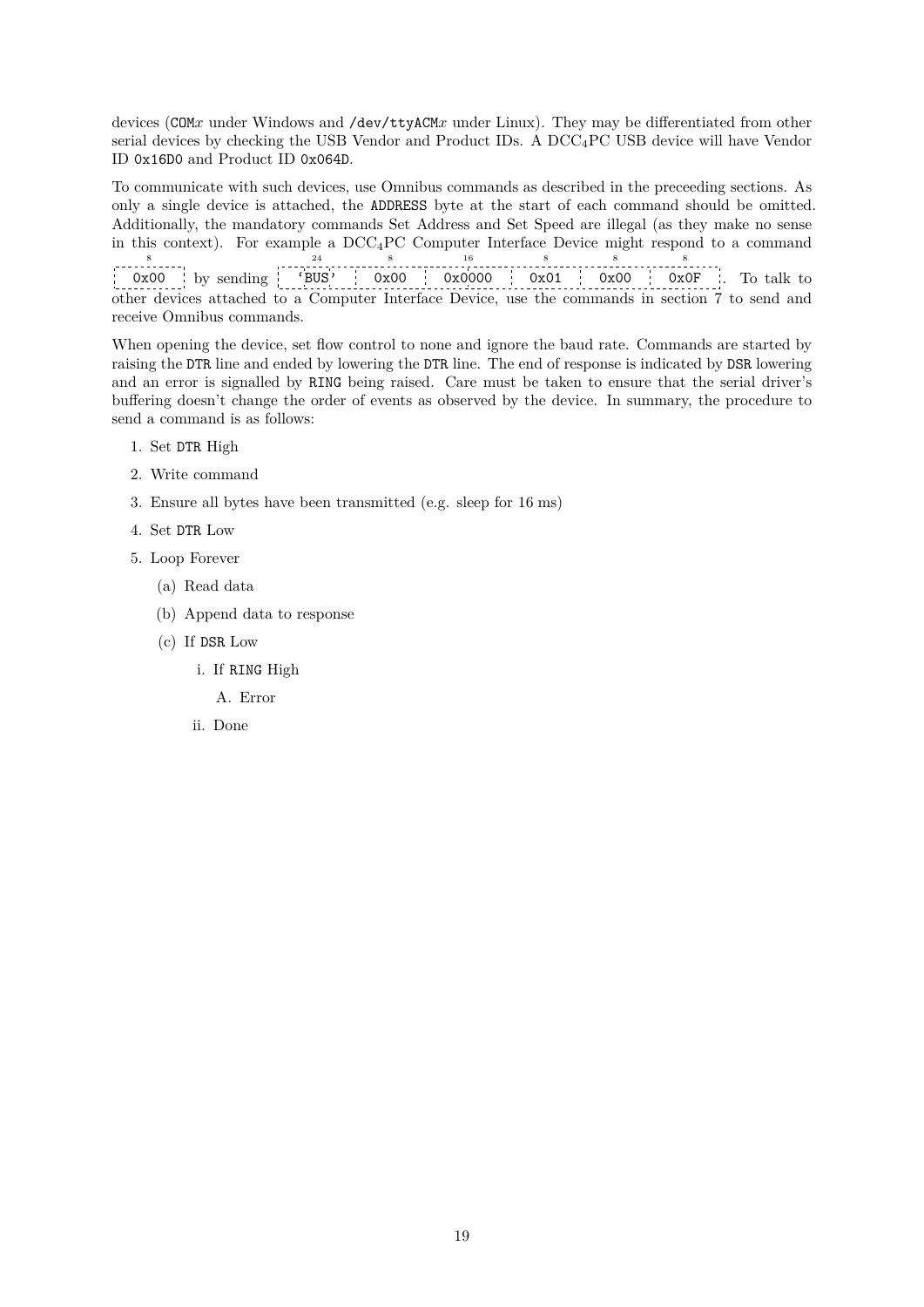devices (COM*x* under Windows and /dev/ttyACM*x* under Linux). They may be differentiated from other serial devices by checking the USB Vendor and Product IDs. A DCC$_4$PC USB device will have Vendor ID 0x16D0 and Product ID 0x064D.

To communicate with such devices, use Omnibus commands as described in the preceeding sections. As only a single device is attached, the ADDRESS byte at the start of each command should be omitted. Additionally, the mandatory commands Set Address and Set Speed are illegal (as they make no sense in this context). For example a DCC$_4$PC Computer Interface Device might respond to a command `0x00` (8) by sending `'BUS'` (24) `0x00` (8) `0x0000` (16) `0x01` (8) `0x00` (8) `0x0F` (8). To talk to other devices attached to a Computer Interface Device, use the commands in section 7 to send and receive Omnibus commands.

When opening the device, set flow control to none and ignore the baud rate. Commands are started by raising the DTR line and ended by lowering the DTR line. The end of response is indicated by DSR lowering and an error is signalled by RING being raised. Care must be taken to ensure that the serial driver's buffering doesn't change the order of events as observed by the device. In summary, the procedure to send a command is as follows:

1. Set DTR High
2. Write command
3. Ensure all bytes have been transmitted (e.g. sleep for 16 ms)
4. Set DTR Low
5. Loop Forever
   (a) Read data
   (b) Append data to response
   (c) If DSR Low
      i. If RING High
         A. Error
      ii. Done